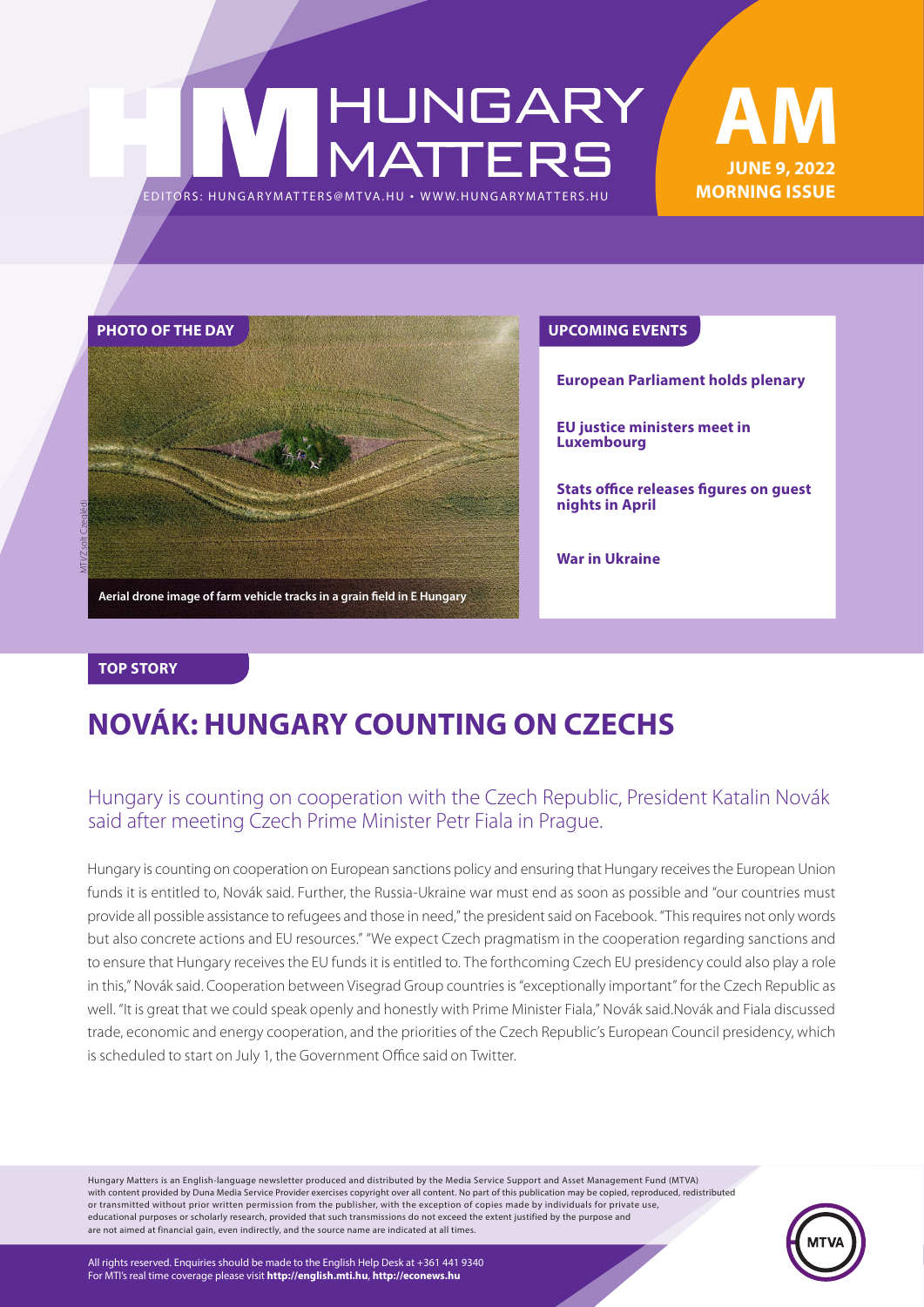# HUNGARY MATTERS

EDITORS: HUNGARYMATTERS@MTVA.HU • WWW.HUNGARYMATTERS.HU

**AM**
**JUNE 9, 2022**
**MORNING ISSUE**

## PHOTO OF THE DAY

MTI/Zsolt Czeglédi

Aerial drone image of farm vehicle tracks in a grain field in E Hungary

## UPCOMING EVENTS

**European Parliament holds plenary**

**EU justice ministers meet in Luxembourg**

**Stats office releases figures on guest nights in April**

**War in Ukraine**

## TOP STORY

# NOVÁK: HUNGARY COUNTING ON CZECHS

Hungary is counting on cooperation with the Czech Republic, President Katalin Novák said after meeting Czech Prime Minister Petr Fiala in Prague.

Hungary is counting on cooperation on European sanctions policy and ensuring that Hungary receives the European Union funds it is entitled to, Novák said. Further, the Russia-Ukraine war must end as soon as possible and "our countries must provide all possible assistance to refugees and those in need," the president said on Facebook. "This requires not only words but also concrete actions and EU resources." "We expect Czech pragmatism in the cooperation regarding sanctions and to ensure that Hungary receives the EU funds it is entitled to. The forthcoming Czech EU presidency could also play a role in this," Novák said. Cooperation between Visegrad Group countries is "exceptionally important" for the Czech Republic as well. "It is great that we could speak openly and honestly with Prime Minister Fiala," Novák said.Novák and Fiala discussed trade, economic and energy cooperation, and the priorities of the Czech Republic's European Council presidency, which is scheduled to start on July 1, the Government Office said on Twitter.

Hungary Matters is an English-language newsletter produced and distributed by the Media Service Support and Asset Management Fund (MTVA) with content provided by Duna Media Service Provider exercises copyright over all content. No part of this publication may be copied, reproduced, redistributed or transmitted without prior written permission from the publisher, with the exception of copies made by individuals for private use, educational purposes or scholarly research, provided that such transmissions do not exceed the extent justified by the purpose and are not aimed at financial gain, even indirectly, and the source name are indicated at all times.

All rights reserved. Enquiries should be made to the English Help Desk at +361 441 9340
For MTI's real time coverage please visit **http://english.mti.hu**, **http://econews.hu**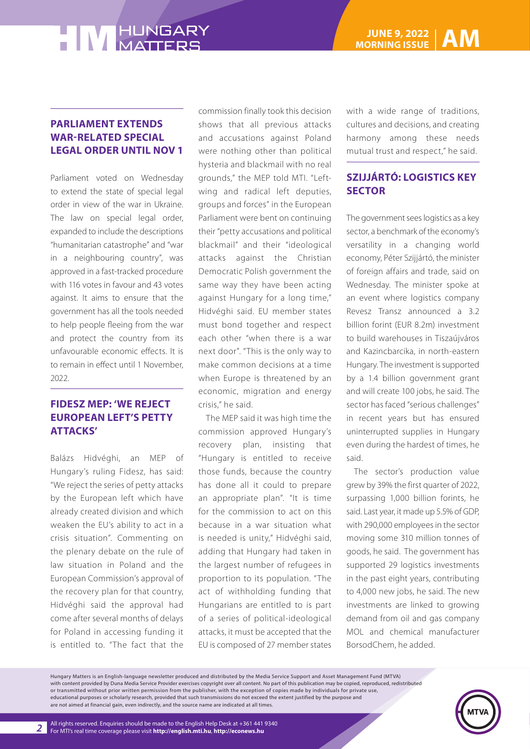## PARLIAMENT EXTENDS WAR-RELATED SPECIAL LEGAL ORDER UNTIL NOV 1

Parliament voted on Wednesday to extend the state of special legal order in view of the war in Ukraine. The law on special legal order, expanded to include the descriptions "humanitarian catastrophe" and "war in a neighbouring country", was approved in a fast-tracked procedure with 116 votes in favour and 43 votes against. It aims to ensure that the government has all the tools needed to help people fleeing from the war and protect the country from its unfavourable economic effects. It is to remain in effect until 1 November, 2022.

## FIDESZ MEP: 'WE REJECT EUROPEAN LEFT'S PETTY ATTACKS'

Balázs Hidvéghi, an MEP of Hungary's ruling Fidesz, has said: "We reject the series of petty attacks by the European left which have already created division and which weaken the EU's ability to act in a crisis situation". Commenting on the plenary debate on the rule of law situation in Poland and the European Commission's approval of the recovery plan for that country, Hidvéghi said the approval had come after several months of delays for Poland in accessing funding it is entitled to. "The fact that the commission finally took this decision shows that all previous attacks and accusations against Poland were nothing other than political hysteria and blackmail with no real grounds," the MEP told MTI. "Left-wing and radical left deputies, groups and forces" in the European Parliament were bent on continuing their "petty accusations and political blackmail" and their "ideological attacks against the Christian Democratic Polish government the same way they have been acting against Hungary for a long time," Hidvéghi said. EU member states must bond together and respect each other "when there is a war next door". "This is the only way to make common decisions at a time when Europe is threatened by an economic, migration and energy crisis," he said.

The MEP said it was high time the commission approved Hungary's recovery plan, insisting that "Hungary is entitled to receive those funds, because the country has done all it could to prepare an appropriate plan". "It is time for the commission to act on this because in a war situation what is needed is unity," Hidvéghi said, adding that Hungary had taken in the largest number of refugees in proportion to its population. "The act of withholding funding that Hungarians are entitled to is part of a series of political-ideological attacks, it must be accepted that the EU is composed of 27 member states with a wide range of traditions, cultures and decisions, and creating harmony among these needs mutual trust and respect," he said.

## SZIJJÁRTÓ: LOGISTICS KEY SECTOR

The government sees logistics as a key sector, a benchmark of the economy's versatility in a changing world economy, Péter Szijjártó, the minister of foreign affairs and trade, said on Wednesday. The minister spoke at an event where logistics company Revesz Transz announced a 3.2 billion forint (EUR 8.2m) investment to build warehouses in Tiszaújváros and Kazincbarcika, in north-eastern Hungary. The investment is supported by a 1.4 billion government grant and will create 100 jobs, he said. The sector has faced "serious challenges" in recent years but has ensured uninterrupted supplies in Hungary even during the hardest of times, he said.

The sector's production value grew by 39% the first quarter of 2022, surpassing 1,000 billion forints, he said. Last year, it made up 5.5% of GDP, with 290,000 employees in the sector moving some 310 million tonnes of goods, he said. The government has supported 29 logistics investments in the past eight years, contributing to 4,000 new jobs, he said. The new investments are linked to growing demand from oil and gas company MOL and chemical manufacturer BorsodChem, he added.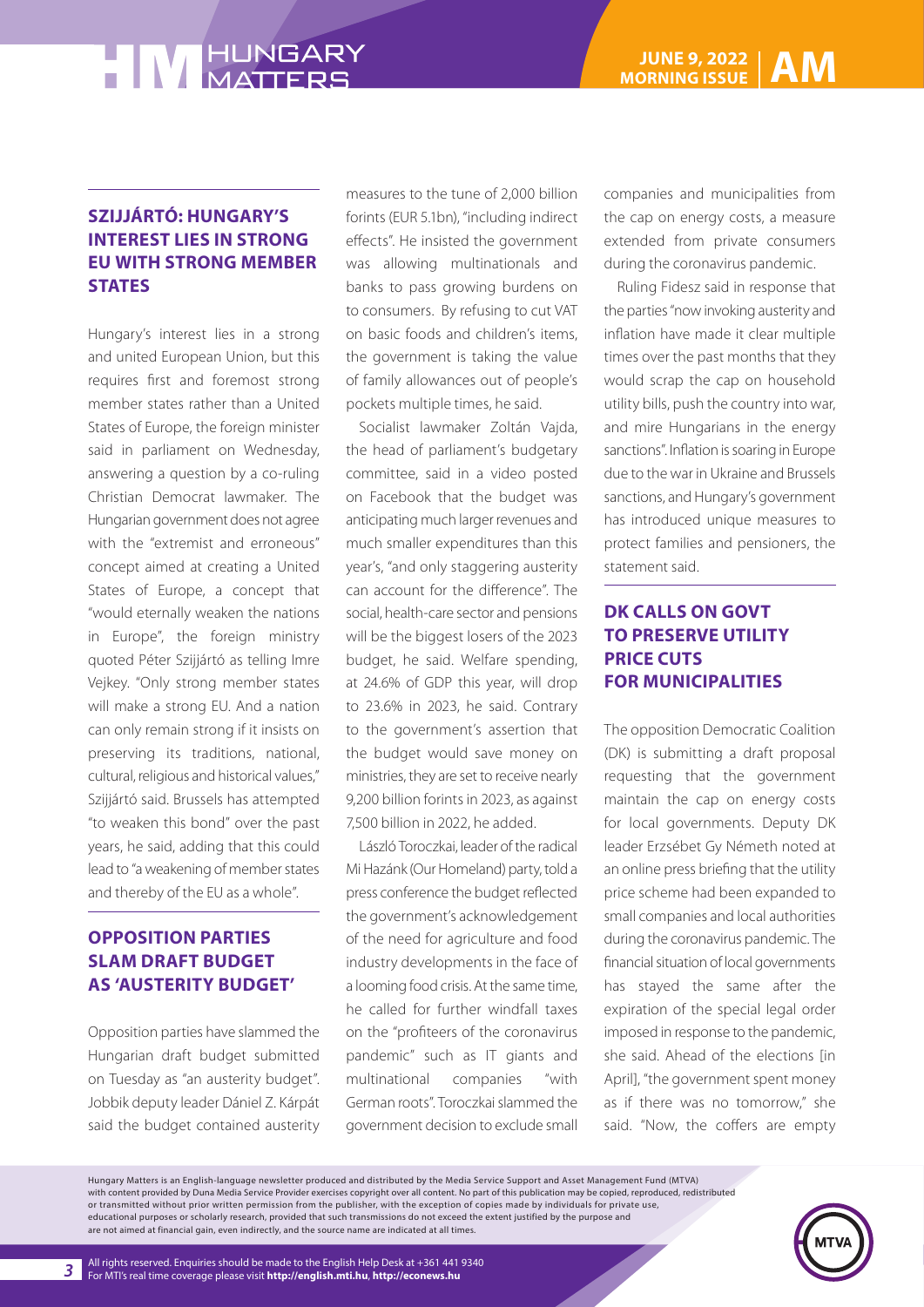## SZIJJÁRTÓ: HUNGARY'S INTEREST LIES IN STRONG EU WITH STRONG MEMBER STATES

Hungary's interest lies in a strong and united European Union, but this requires first and foremost strong member states rather than a United States of Europe, the foreign minister said in parliament on Wednesday, answering a question by a co-ruling Christian Democrat lawmaker. The Hungarian government does not agree with the "extremist and erroneous" concept aimed at creating a United States of Europe, a concept that "would eternally weaken the nations in Europe", the foreign ministry quoted Péter Szijjártó as telling Imre Vejkey. "Only strong member states will make a strong EU. And a nation can only remain strong if it insists on preserving its traditions, national, cultural, religious and historical values," Szijjártó said. Brussels has attempted "to weaken this bond" over the past years, he said, adding that this could lead to "a weakening of member states and thereby of the EU as a whole".

## OPPOSITION PARTIES SLAM DRAFT BUDGET AS 'AUSTERITY BUDGET'

Opposition parties have slammed the Hungarian draft budget submitted on Tuesday as "an austerity budget". Jobbik deputy leader Dániel Z. Kárpát said the budget contained austerity measures to the tune of 2,000 billion forints (EUR 5.1bn), "including indirect effects". He insisted the government was allowing multinationals and banks to pass growing burdens on to consumers. By refusing to cut VAT on basic foods and children's items, the government is taking the value of family allowances out of people's pockets multiple times, he said.

Socialist lawmaker Zoltán Vajda, the head of parliament's budgetary committee, said in a video posted on Facebook that the budget was anticipating much larger revenues and much smaller expenditures than this year's, "and only staggering austerity can account for the difference". The social, health-care sector and pensions will be the biggest losers of the 2023 budget, he said. Welfare spending, at 24.6% of GDP this year, will drop to 23.6% in 2023, he said. Contrary to the government's assertion that the budget would save money on ministries, they are set to receive nearly 9,200 billion forints in 2023, as against 7,500 billion in 2022, he added.

László Toroczkai, leader of the radical Mi Hazánk (Our Homeland) party, told a press conference the budget reflected the government's acknowledgement of the need for agriculture and food industry developments in the face of a looming food crisis. At the same time, he called for further windfall taxes on the "profiteers of the coronavirus pandemic" such as IT giants and multinational companies "with German roots". Toroczkai slammed the government decision to exclude small companies and municipalities from the cap on energy costs, a measure extended from private consumers during the coronavirus pandemic.

Ruling Fidesz said in response that the parties "now invoking austerity and inflation have made it clear multiple times over the past months that they would scrap the cap on household utility bills, push the country into war, and mire Hungarians in the energy sanctions". Inflation is soaring in Europe due to the war in Ukraine and Brussels sanctions, and Hungary's government has introduced unique measures to protect families and pensioners, the statement said.

## DK CALLS ON GOVT TO PRESERVE UTILITY PRICE CUTS FOR MUNICIPALITIES

The opposition Democratic Coalition (DK) is submitting a draft proposal requesting that the government maintain the cap on energy costs for local governments. Deputy DK leader Erzsébet Gy Németh noted at an online press briefing that the utility price scheme had been expanded to small companies and local authorities during the coronavirus pandemic. The financial situation of local governments has stayed the same after the expiration of the special legal order imposed in response to the pandemic, she said. Ahead of the elections [in April], "the government spent money as if there was no tomorrow," she said. "Now, the coffers are empty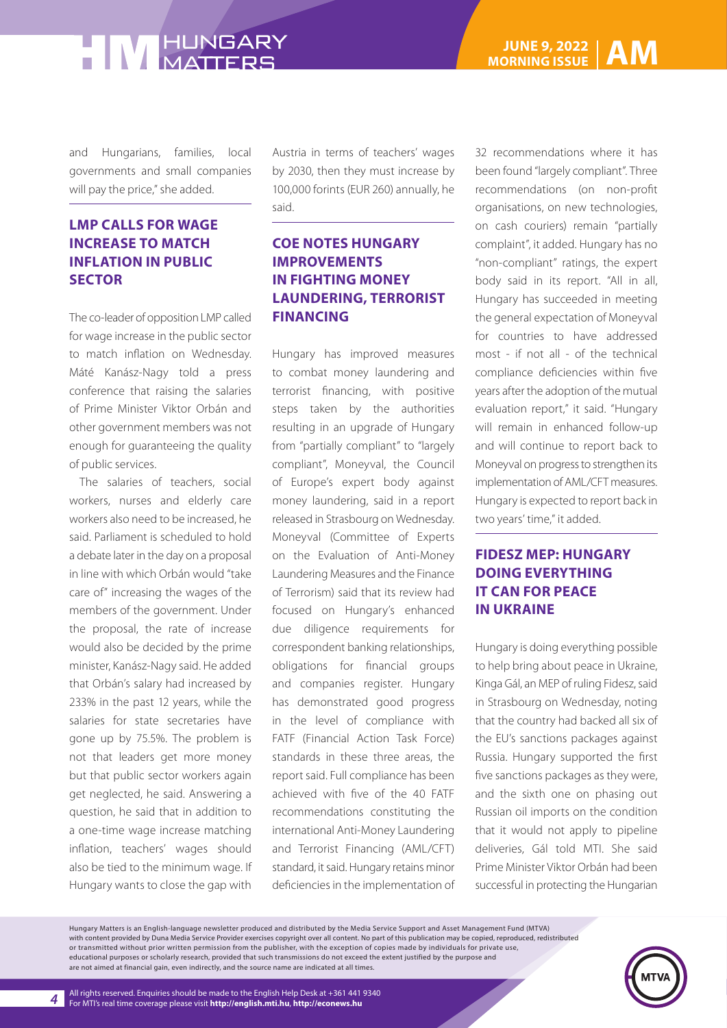and Hungarians, families, local governments and small companies will pay the price," she added.

## LMP CALLS FOR WAGE INCREASE TO MATCH INFLATION IN PUBLIC SECTOR

The co-leader of opposition LMP called for wage increase in the public sector to match inflation on Wednesday. Máté Kanász-Nagy told a press conference that raising the salaries of Prime Minister Viktor Orbán and other government members was not enough for guaranteeing the quality of public services.

The salaries of teachers, social workers, nurses and elderly care workers also need to be increased, he said. Parliament is scheduled to hold a debate later in the day on a proposal in line with which Orbán would "take care of" increasing the wages of the members of the government. Under the proposal, the rate of increase would also be decided by the prime minister, Kanász-Nagy said. He added that Orbán's salary had increased by 233% in the past 12 years, while the salaries for state secretaries have gone up by 75.5%. The problem is not that leaders get more money but that public sector workers again get neglected, he said. Answering a question, he said that in addition to a one-time wage increase matching inflation, teachers' wages should also be tied to the minimum wage. If Hungary wants to close the gap with Austria in terms of teachers' wages by 2030, then they must increase by 100,000 forints (EUR 260) annually, he said.

## COE NOTES HUNGARY IMPROVEMENTS IN FIGHTING MONEY LAUNDERING, TERRORIST FINANCING

Hungary has improved measures to combat money laundering and terrorist financing, with positive steps taken by the authorities resulting in an upgrade of Hungary from "partially compliant" to "largely compliant", Moneyval, the Council of Europe's expert body against money laundering, said in a report released in Strasbourg on Wednesday. Moneyval (Committee of Experts on the Evaluation of Anti-Money Laundering Measures and the Finance of Terrorism) said that its review had focused on Hungary's enhanced due diligence requirements for correspondent banking relationships, obligations for financial groups and companies register. Hungary has demonstrated good progress in the level of compliance with FATF (Financial Action Task Force) standards in these three areas, the report said. Full compliance has been achieved with five of the 40 FATF recommendations constituting the international Anti-Money Laundering and Terrorist Financing (AML/CFT) standard, it said. Hungary retains minor deficiencies in the implementation of 32 recommendations where it has been found "largely compliant". Three recommendations (on non-profit organisations, on new technologies, on cash couriers) remain "partially complaint", it added. Hungary has no "non-compliant" ratings, the expert body said in its report. "All in all, Hungary has succeeded in meeting the general expectation of Moneyval for countries to have addressed most - if not all - of the technical compliance deficiencies within five years after the adoption of the mutual evaluation report," it said. "Hungary will remain in enhanced follow-up and will continue to report back to Moneyval on progress to strengthen its implementation of AML/CFT measures. Hungary is expected to report back in two years' time," it added.

## FIDESZ MEP: HUNGARY DOING EVERYTHING IT CAN FOR PEACE IN UKRAINE

Hungary is doing everything possible to help bring about peace in Ukraine, Kinga Gál, an MEP of ruling Fidesz, said in Strasbourg on Wednesday, noting that the country had backed all six of the EU's sanctions packages against Russia. Hungary supported the first five sanctions packages as they were, and the sixth one on phasing out Russian oil imports on the condition that it would not apply to pipeline deliveries, Gál told MTI. She said Prime Minister Viktor Orbán had been successful in protecting the Hungarian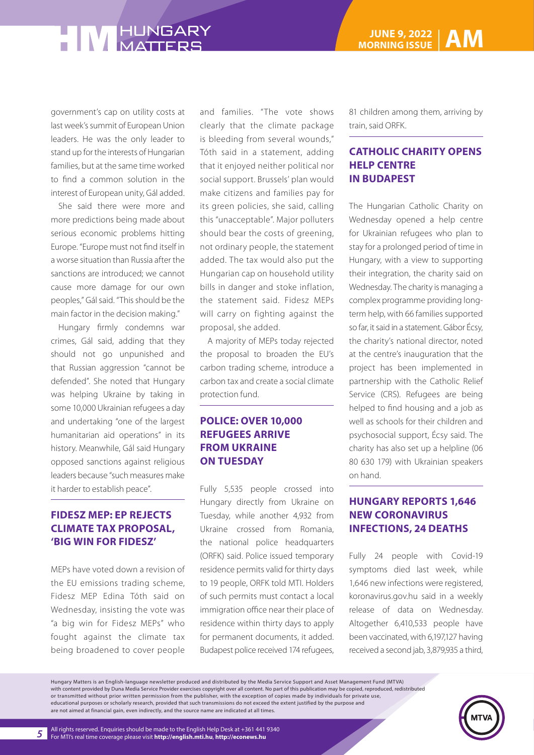government's cap on utility costs at last week's summit of European Union leaders. He was the only leader to stand up for the interests of Hungarian families, but at the same time worked to find a common solution in the interest of European unity, Gál added.

She said there were more and more predictions being made about serious economic problems hitting Europe. "Europe must not find itself in a worse situation than Russia after the sanctions are introduced; we cannot cause more damage for our own peoples," Gál said. "This should be the main factor in the decision making."

Hungary firmly condemns war crimes, Gál said, adding that they should not go unpunished and that Russian aggression "cannot be defended". She noted that Hungary was helping Ukraine by taking in some 10,000 Ukrainian refugees a day and undertaking "one of the largest humanitarian aid operations" in its history. Meanwhile, Gál said Hungary opposed sanctions against religious leaders because "such measures make it harder to establish peace".

## FIDESZ MEP: EP REJECTS CLIMATE TAX PROPOSAL, 'BIG WIN FOR FIDESZ'

MEPs have voted down a revision of the EU emissions trading scheme, Fidesz MEP Edina Tóth said on Wednesday, insisting the vote was "a big win for Fidesz MEPs" who fought against the climate tax being broadened to cover people and families. "The vote shows clearly that the climate package is bleeding from several wounds," Tóth said in a statement, adding that it enjoyed neither political nor social support. Brussels' plan would make citizens and families pay for its green policies, she said, calling this "unacceptable". Major polluters should bear the costs of greening, not ordinary people, the statement added. The tax would also put the Hungarian cap on household utility bills in danger and stoke inflation, the statement said. Fidesz MEPs will carry on fighting against the proposal, she added.

A majority of MEPs today rejected the proposal to broaden the EU's carbon trading scheme, introduce a carbon tax and create a social climate protection fund.

## POLICE: OVER 10,000 REFUGEES ARRIVE FROM UKRAINE ON TUESDAY

Fully 5,535 people crossed into Hungary directly from Ukraine on Tuesday, while another 4,932 from Ukraine crossed from Romania, the national police headquarters (ORFK) said. Police issued temporary residence permits valid for thirty days to 19 people, ORFK told MTI. Holders of such permits must contact a local immigration office near their place of residence within thirty days to apply for permanent documents, it added. Budapest police received 174 refugees, 81 children among them, arriving by train, said ORFK.

## CATHOLIC CHARITY OPENS HELP CENTRE IN BUDAPEST

The Hungarian Catholic Charity on Wednesday opened a help centre for Ukrainian refugees who plan to stay for a prolonged period of time in Hungary, with a view to supporting their integration, the charity said on Wednesday. The charity is managing a complex programme providing long-term help, with 66 families supported so far, it said in a statement. Gábor Écsy, the charity's national director, noted at the centre's inauguration that the project has been implemented in partnership with the Catholic Relief Service (CRS). Refugees are being helped to find housing and a job as well as schools for their children and psychosocial support, Écsy said. The charity has also set up a helpline (06 80 630 179) with Ukrainian speakers on hand.

## HUNGARY REPORTS 1,646 NEW CORONAVIRUS INFECTIONS, 24 DEATHS

Fully 24 people with Covid-19 symptoms died last week, while 1,646 new infections were registered, koronavirus.gov.hu said in a weekly release of data on Wednesday. Altogether 6,410,533 people have been vaccinated, with 6,197,127 having received a second jab, 3,879,935 a third,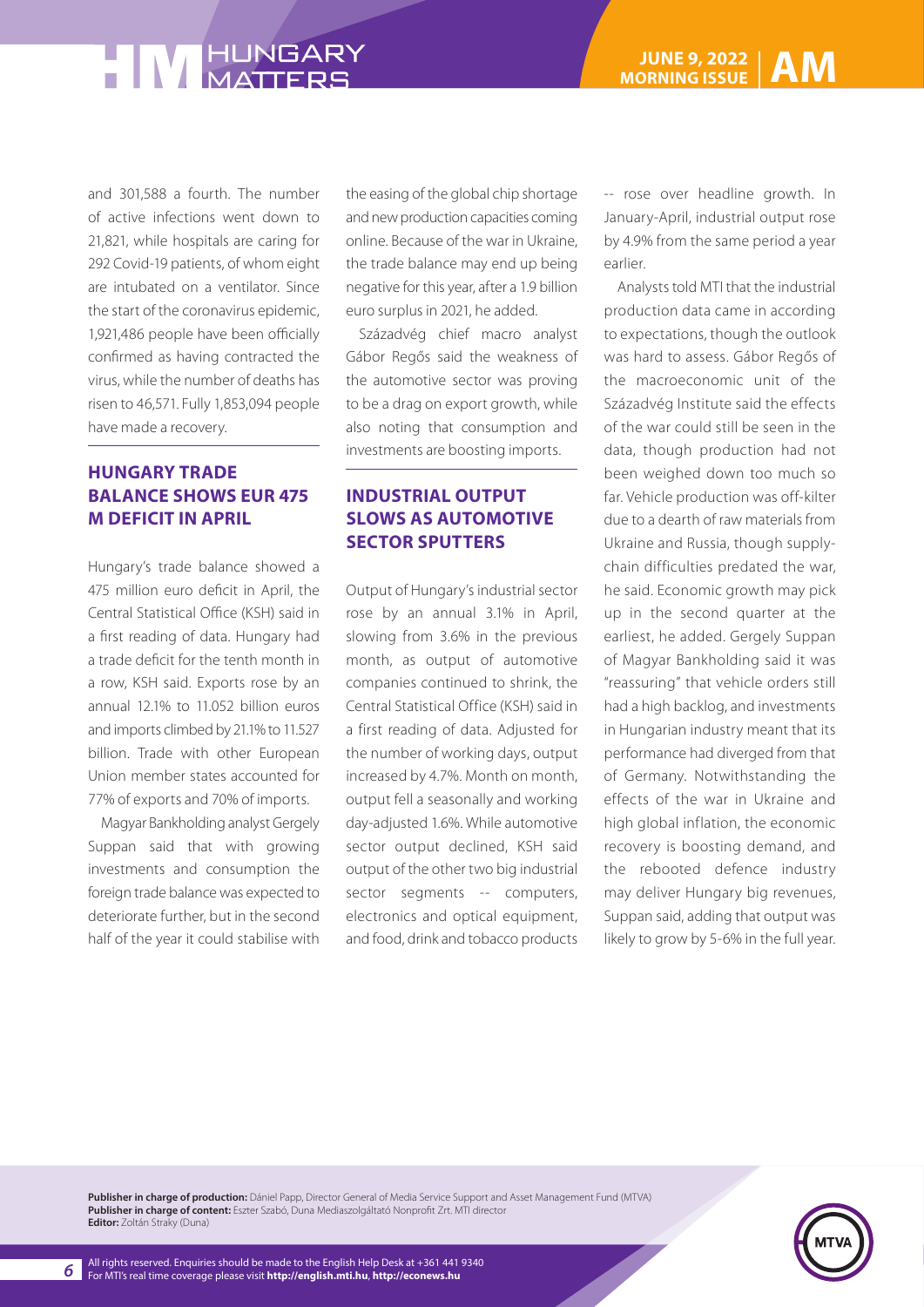and 301,588 a fourth. The number of active infections went down to 21,821, while hospitals are caring for 292 Covid-19 patients, of whom eight are intubated on a ventilator. Since the start of the coronavirus epidemic, 1,921,486 people have been officially confirmed as having contracted the virus, while the number of deaths has risen to 46,571. Fully 1,853,094 people have made a recovery.

## HUNGARY TRADE BALANCE SHOWS EUR 475 M DEFICIT IN APRIL

Hungary's trade balance showed a 475 million euro deficit in April, the Central Statistical Office (KSH) said in a first reading of data. Hungary had a trade deficit for the tenth month in a row, KSH said. Exports rose by an annual 12.1% to 11.052 billion euros and imports climbed by 21.1% to 11.527 billion. Trade with other European Union member states accounted for 77% of exports and 70% of imports.

Magyar Bankholding analyst Gergely Suppan said that with growing investments and consumption the foreign trade balance was expected to deteriorate further, but in the second half of the year it could stabilise with the easing of the global chip shortage and new production capacities coming online. Because of the war in Ukraine, the trade balance may end up being negative for this year, after a 1.9 billion euro surplus in 2021, he added.

Századvég chief macro analyst Gábor Regős said the weakness of the automotive sector was proving to be a drag on export growth, while also noting that consumption and investments are boosting imports.

## INDUSTRIAL OUTPUT SLOWS AS AUTOMOTIVE SECTOR SPUTTERS

Output of Hungary's industrial sector rose by an annual 3.1% in April, slowing from 3.6% in the previous month, as output of automotive companies continued to shrink, the Central Statistical Office (KSH) said in a first reading of data. Adjusted for the number of working days, output increased by 4.7%. Month on month, output fell a seasonally and working day-adjusted 1.6%. While automotive sector output declined, KSH said output of the other two big industrial sector segments -- computers, electronics and optical equipment, and food, drink and tobacco products -- rose over headline growth. In January-April, industrial output rose by 4.9% from the same period a year earlier.

Analysts told MTI that the industrial production data came in according to expectations, though the outlook was hard to assess. Gábor Regős of the macroeconomic unit of the Századvég Institute said the effects of the war could still be seen in the data, though production had not been weighed down too much so far. Vehicle production was off-kilter due to a dearth of raw materials from Ukraine and Russia, though supply-chain difficulties predated the war, he said. Economic growth may pick up in the second quarter at the earliest, he added. Gergely Suppan of Magyar Bankholding said it was "reassuring" that vehicle orders still had a high backlog, and investments in Hungarian industry meant that its performance had diverged from that of Germany. Notwithstanding the effects of the war in Ukraine and high global inflation, the economic recovery is boosting demand, and the rebooted defence industry may deliver Hungary big revenues, Suppan said, adding that output was likely to grow by 5-6% in the full year.

**Publisher in charge of production:** Dániel Papp, Director General of Media Service Support and Asset Management Fund (MTVA)
**Publisher in charge of content:** Eszter Szabó, Duna Médiaszolgáltató Nonprofit Zrt. MTI director
**Editor:** Zoltán Straky (Duna)

All rights reserved. Enquiries should be made to the English Help Desk at +361 441 9340
For MTI's real time coverage please visit **http://english.mti.hu**, **http://econews.hu**